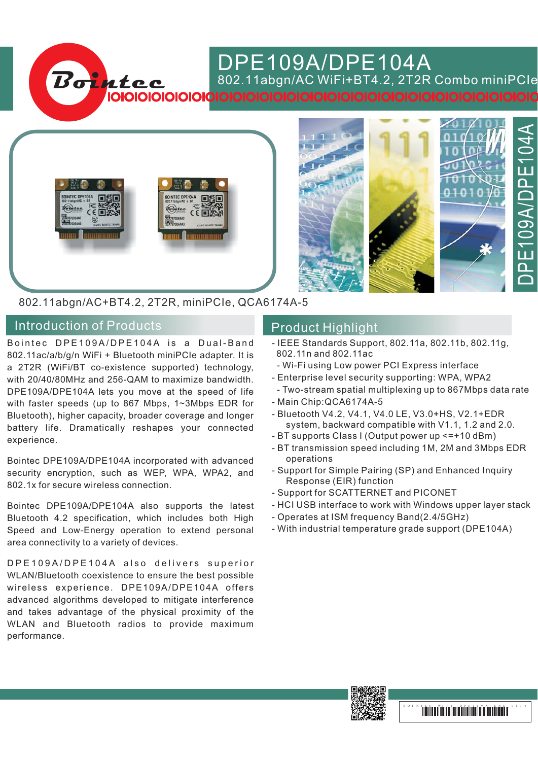# DPE109A/DPE104A

802.11abgn/AC WiFi+BT4.2, 2T2R Combo miniPCIe

802.11abgn/AC+BT4.2, 2T2R, miniPCIe, QCA6174A-5

## Introduction of Products

Bointec DPE109A/DPE104A is a Dual-Band 802.11ac/a/b/g/n WiFi + Bluetooth miniPCIe adapter. It is a 2T2R (WiFi/BT co-existence supported) technology, with 20/40/80MHz and 256-QAM to maximize bandwidth. DPE109A/DPE104A lets you move at the speed of life with faster speeds (up to 867 Mbps, 1~3Mbps EDR for Bluetooth), higher capacity, broader coverage and longer battery life. Dramatically reshapes your connected experience.

Bointec DPE109A/DPE104A incorporated with advanced security encryption, such as WEP, WPA, WPA2, and 802.1x for secure wireless connection.

Bointec DPE109A/DPE104A also supports the latest Bluetooth 4.2 specification, which includes both High Speed and Low-Energy operation to extend personal area connectivity to a variety of devices.

DPE109A/DPE104A also delivers superior WLAN/Bluetooth coexistence to ensure the best possible wireless experience. DPE109A/DPE104A offers advanced algorithms developed to mitigate interference and takes advantage of the physical proximity of the WLAN and Bluetooth radios to provide maximum performance.

## Product Highlight

- IEEE Standards Support, 802.11a, 802.11b, 802.11g, 802.11n and 802.11ac
- Wi-Fi using Low power PCI Express interface
- Enterprise level security supporting: WPA, WPA2
- Two-stream spatial multiplexing up to 867Mbps data rate
- Main Chip:QCA6174A-5
- Bluetooth V4.2, V4.1, V4.0 LE, V3.0+HS, V2.1+EDR system, backward compatible with V1.1, 1.2 and 2.0.
- BT supports Class I (Output power up <=+10 dBm)
- BT transmission speed including 1M, 2M and 3Mbps EDR operations
- Support for Simple Pairing (SP) and Enhanced Inquiry Response (EIR) function
- Support for SCATTERNET and PICONET
- HCI USB interface to work with Windows upper layer stack
- Operates at ISM frequency Band(2.4/5GHz)
- With industrial temperature grade support (DPE104A)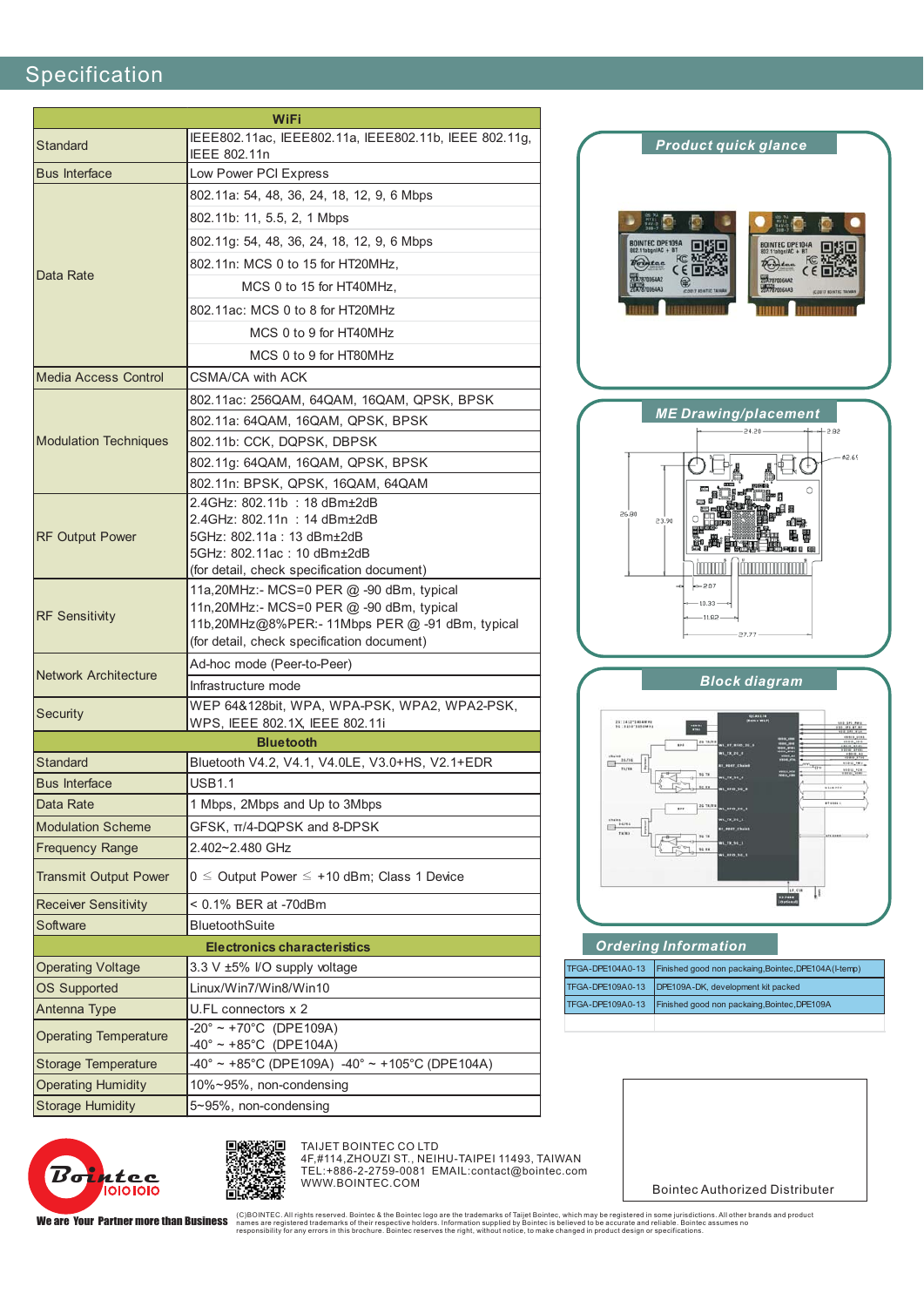## Specification

| WiFi | |
|---|---|
| Standard | IEEE802.11ac, IEEE802.11a, IEEE802.11b, IEEE 802.11g, IEEE 802.11n |
| Bus Interface | Low Power PCI Express |
| Data Rate | 802.11a: 54, 48, 36, 24, 18, 12, 9, 6 Mbps |
| | 802.11b: 11, 5.5, 2, 1 Mbps |
| | 802.11g: 54, 48, 36, 24, 18, 12, 9, 6 Mbps |
| | 802.11n: MCS 0 to 15 for HT20MHz, |
| | MCS 0 to 15 for HT40MHz, |
| | 802.11ac: MCS 0 to 8 for HT20MHz |
| | MCS 0 to 9 for HT40MHz |
| | MCS 0 to 9 for HT80MHz |
| Media Access Control | CSMA/CA with ACK |
| Modulation Techniques | 802.11ac: 256QAM, 64QAM, 16QAM, QPSK, BPSK |
| | 802.11a: 64QAM, 16QAM, QPSK, BPSK |
| | 802.11b: CCK, DQPSK, DBPSK |
| | 802.11g: 64QAM, 16QAM, QPSK, BPSK |
| | 802.11n: BPSK, QPSK, 16QAM, 64QAM |
| RF Output Power | 2.4GHz: 802.11b : 18 dBm±2dB<br>2.4GHz: 802.11n : 14 dBm±2dB<br>5GHz: 802.11a : 13 dBm±2dB<br>5GHz: 802.11ac : 10 dBm±2dB<br>(for detail, check specification document) |
| RF Sensitivity | 11a,20MHz:- MCS=0 PER @ -90 dBm, typical<br>11n,20MHz:- MCS=0 PER @ -90 dBm, typical<br>11b,20MHz@8%PER:- 11Mbps PER @ -91 dBm, typical<br>(for detail, check specification document) |
| Network Architecture | Ad-hoc mode (Peer-to-Peer) |
| | Infrastructure mode |
| Security | WEP 64&128bit, WPA, WPA-PSK, WPA2, WPA2-PSK, WPS, IEEE 802.1X, IEEE 802.11i |
| **Bluetooth** | |
| Standard | Bluetooth V4.2, V4.1, V4.0LE, V3.0+HS, V2.1+EDR |
| Bus Interface | USB1.1 |
| Data Rate | 1 Mbps, 2Mbps and Up to 3Mbps |
| Modulation Scheme | GFSK, π/4-DQPSK and 8-DPSK |
| Frequency Range | 2.402~2.480 GHz |
| Transmit Output Power | 0 ≤ Output Power ≤ +10 dBm; Class 1 Device |
| Receiver Sensitivity | < 0.1% BER at -70dBm |
| Software | BluetoothSuite |
| **Electronics characteristics** | |
| Operating Voltage | 3.3 V ±5% I/O supply voltage |
| OS Supported | Linux/Win7/Win8/Win10 |
| Antenna Type | U.FL connectors x 2 |
| Operating Temperature | -20° ~ +70°C (DPE109A)<br>-40° ~ +85°C (DPE104A) |
| Storage Temperature | -40° ~ +85°C (DPE109A) -40° ~ +105°C (DPE104A) |
| Operating Humidity | 10%~95%, non-condensing |
| Storage Humidity | 5~95%, non-condensing |

### Product quick glance

### ME Drawing/placement

24.20
2.92
Ø2.6
26.80
23.90
2.07
10.33
11.62
27.77

### Block diagram

### Ordering Information

| | |
|---|---|
| TFGA-DPE104A0-13 | Finished good non packaing,Bointec,DPE104A(I-temp) |
| TFGA-DPE109A0-13 | DPE109A-DK, development kit packed |
| TFGA-DPE109A0-13 | Finished good non packaing,Bointec,DPE109A |

Bointec Authorized Distributer

Bointec

We are Your Partner more than Business

TAIJET BOINTEC CO LTD
4F,#114,ZHOUZI ST., NEIHU-TAIPEI 11493, TAIWAN
TEL:+886-2-2759-0081 EMAIL:contact@bointec.com
WWW.BOINTEC.COM

(C)BOINTEC. All rights reserved. Bointec & the Bointec logo are the trademarks of Taijet Bointec, which may be registered in some jurisdictions. All other brands and product names are registered trademarks of their respective holders. Information supplied by Bointec is believed to be accurate and reliable. Bointec assumes no responsibility for any errors in this brochure. Bointec reserves the right, without notice, to make changed in product design or specifications.